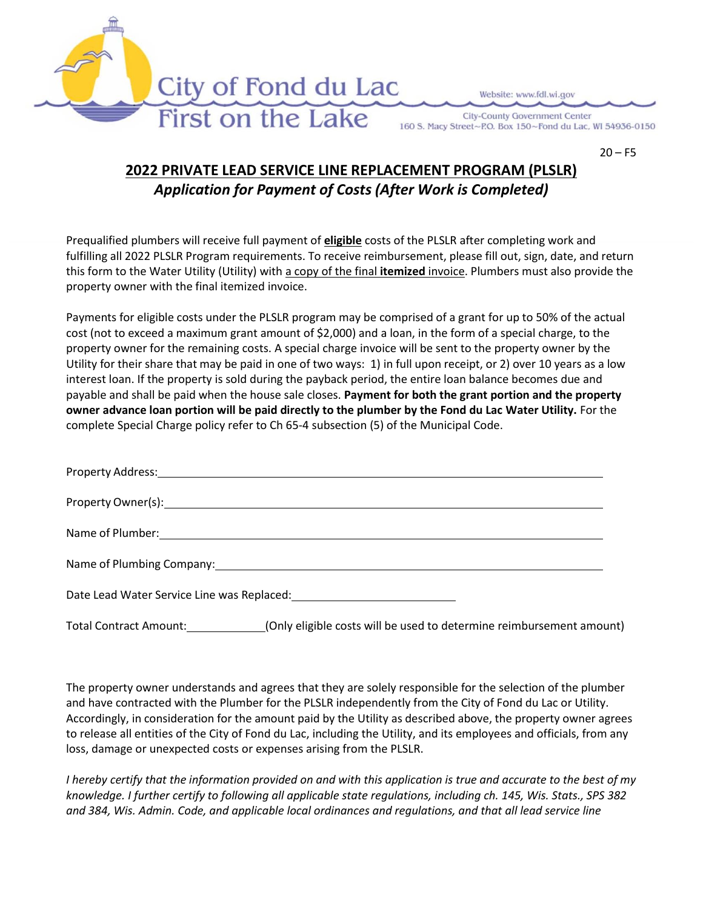City of Fond du Lac
First on the Lake

Website: www.fdl.wi.gov

City-County Government Center
160 S. Macy Street~P.O. Box 150~Fond du Lac, WI 54936-0150

20 – F5

## 2022 PRIVATE LEAD SERVICE LINE REPLACEMENT PROGRAM (PLSLR)

### *Application for Payment of Costs (After Work is Completed)*

Prequalified plumbers will receive full payment of **eligible** costs of the PLSLR after completing work and fulfilling all 2022 PLSLR Program requirements. To receive reimbursement, please fill out, sign, date, and return this form to the Water Utility (Utility) with a copy of the final **itemized** invoice. Plumbers must also provide the property owner with the final itemized invoice.

Payments for eligible costs under the PLSLR program may be comprised of a grant for up to 50% of the actual cost (not to exceed a maximum grant amount of $2,000) and a loan, in the form of a special charge, to the property owner for the remaining costs. A special charge invoice will be sent to the property owner by the Utility for their share that may be paid in one of two ways: 1) in full upon receipt, or 2) over 10 years as a low interest loan. If the property is sold during the payback period, the entire loan balance becomes due and payable and shall be paid when the house sale closes. **Payment for both the grant portion and the property owner advance loan portion will be paid directly to the plumber by the Fond du Lac Water Utility.** For the complete Special Charge policy refer to Ch 65-4 subsection (5) of the Municipal Code.

Property Address: ______________________________

Property Owner(s): ______________________________

Name of Plumber: ______________________________

Name of Plumbing Company: ______________________________

Date Lead Water Service Line was Replaced: ______________________________

Total Contract Amount: __________ (Only eligible costs will be used to determine reimbursement amount)

The property owner understands and agrees that they are solely responsible for the selection of the plumber and have contracted with the Plumber for the PLSLR independently from the City of Fond du Lac or Utility. Accordingly, in consideration for the amount paid by the Utility as described above, the property owner agrees to release all entities of the City of Fond du Lac, including the Utility, and its employees and officials, from any loss, damage or unexpected costs or expenses arising from the PLSLR.

*I hereby certify that the information provided on and with this application is true and accurate to the best of my knowledge. I further certify to following all applicable state regulations, including ch. 145, Wis. Stats., SPS 382 and 384, Wis. Admin. Code, and applicable local ordinances and regulations, and that all lead service line*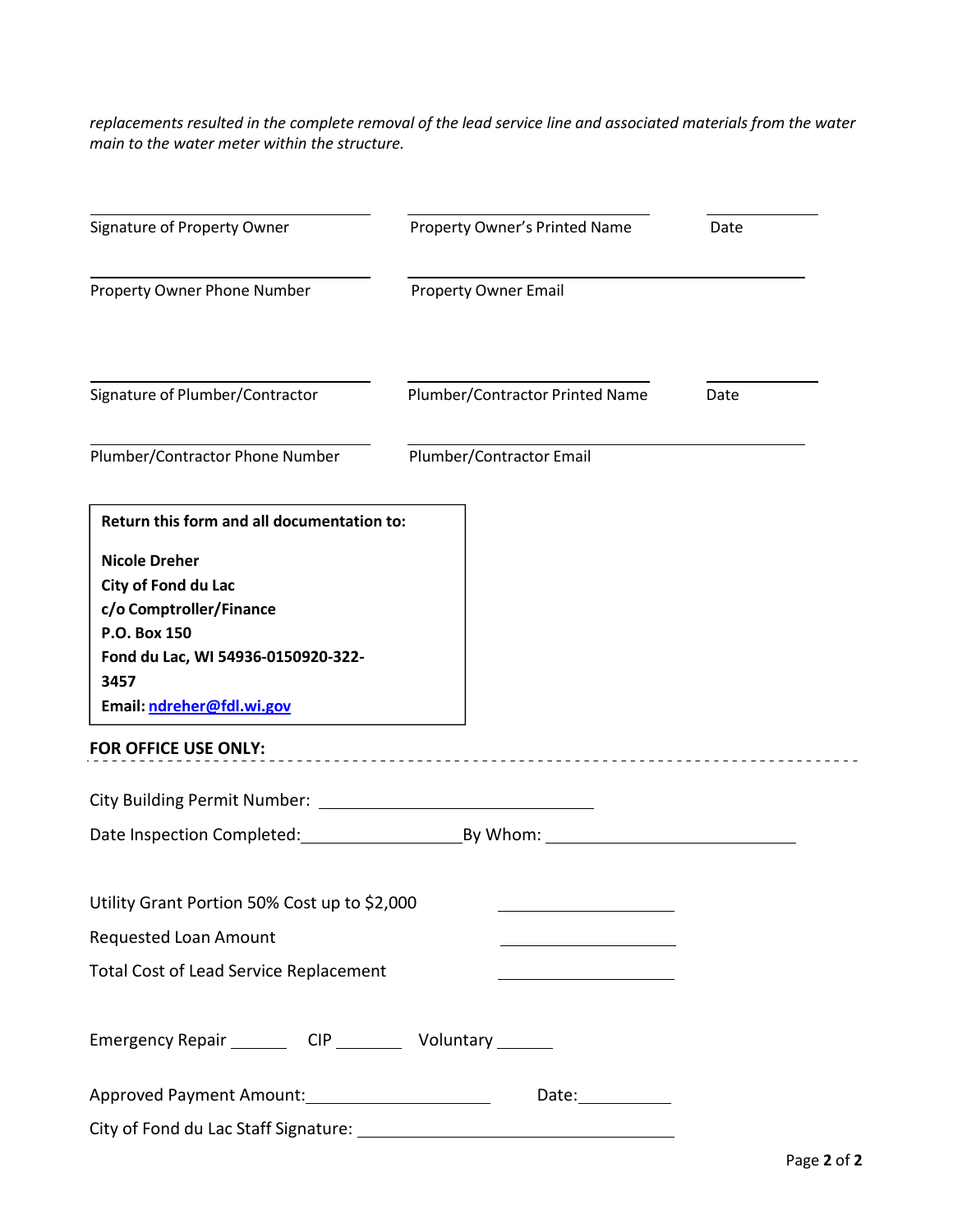*replacements resulted in the complete removal of the lead service line and associated materials from the water main to the water meter within the structure.*

Signature of Property Owner ____________________ Property Owner's Printed Name ____________________ Date ____________

Property Owner Phone Number ____________________ Property Owner Email ____________________

Signature of Plumber/Contractor ____________________ Plumber/Contractor Printed Name ____________________ Date ____________

Plumber/Contractor Phone Number ____________________ Plumber/Contractor Email ____________________

**Return this form and all documentation to:**

**Nicole Dreher**
**City of Fond du Lac**
**c/o Comptroller/Finance**
**P.O. Box 150**
**Fond du Lac, WI 54936-0150920-322-3457**
**Email: ndreher@fdl.wi.gov**

**FOR OFFICE USE ONLY:**

City Building Permit Number: ____________________

Date Inspection Completed: ____________ By Whom: ____________________

Utility Grant Portion 50% Cost up to $2,000 ____________

Requested Loan Amount ____________

Total Cost of Lead Service Replacement ____________

Emergency Repair ______ CIP ______ Voluntary ______

Approved Payment Amount: ____________ Date: ________

City of Fond du Lac Staff Signature: ____________________